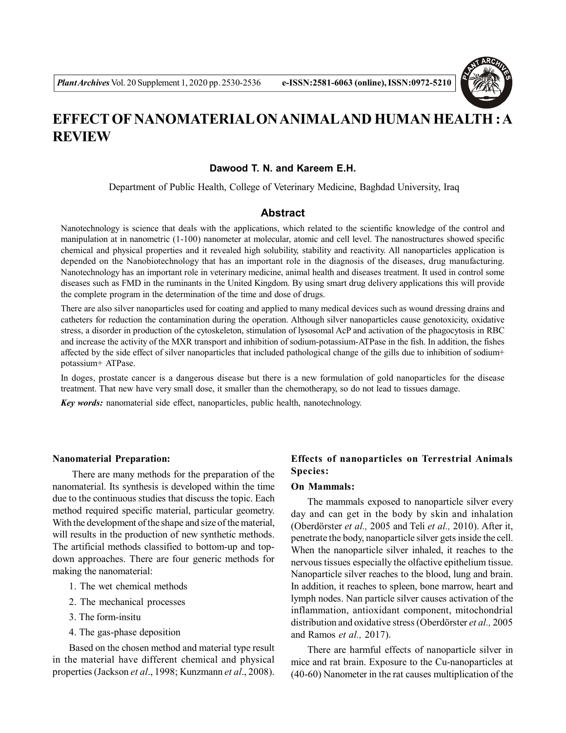# EFFECT OF NANOMATERIAL ON ANIMAL AND HUMAN HEALTH : A REVIEW

**Dawood T. N. and Kareem E.H.**

Department of Public Health, College of Veterinary Medicine, Baghdad University, Iraq

## Abstract

Nanotechnology is science that deals with the applications, which related to the scientific knowledge of the control and manipulation at in nanometric (1-100) nanometer at molecular, atomic and cell level. The nanostructures showed specific chemical and physical properties and it revealed high solubility, stability and reactivity. All nanoparticles application is depended on the Nanobiotechnology that has an important role in the diagnosis of the diseases, drug manufacturing. Nanotechnology has an important role in veterinary medicine, animal health and diseases treatment. It used in control some diseases such as FMD in the ruminants in the United Kingdom. By using smart drug delivery applications this will provide the complete program in the determination of the time and dose of drugs.

There are also silver nanoparticles used for coating and applied to many medical devices such as wound dressing drains and catheters for reduction the contamination during the operation. Although silver nanoparticles cause genotoxicity, oxidative stress, a disorder in production of the cytoskeleton, stimulation of lysosomal AcP and activation of the phagocytosis in RBC and increase the activity of the MXR transport and inhibition of sodium-potassium-ATPase in the fish. In addition, the fishes affected by the side effect of silver nanoparticles that included pathological change of the gills due to inhibition of sodium+ potassium+ ATPase.

In doges, prostate cancer is a dangerous disease but there is a new formulation of gold nanoparticles for the disease treatment. That new have very small dose, it smaller than the chemotherapy, so do not lead to tissues damage.

***Key words:*** nanomaterial side effect, nanoparticles, public health, nanotechnology.

### Nanomaterial Preparation:

There are many methods for the preparation of the nanomaterial. Its synthesis is developed within the time due to the continuous studies that discuss the topic. Each method required specific material, particular geometry. With the development of the shape and size of the material, will results in the production of new synthetic methods. The artificial methods classified to bottom-up and top-down approaches. There are four generic methods for making the nanomaterial:

1. The wet chemical methods
2. The mechanical processes
3. The form-insitu
4. The gas-phase deposition

Based on the chosen method and material type result in the material have different chemical and physical properties (Jackson *et al*., 1998; Kunzmann *et al*., 2008).

### Effects of nanoparticles on Terrestrial Animals Species:

#### On Mammals:

The mammals exposed to nanoparticle silver every day and can get in the body by skin and inhalation (Oberdörster *et al.,* 2005 and Teli *et al.,* 2010). After it, penetrate the body, nanoparticle silver gets inside the cell. When the nanoparticle silver inhaled, it reaches to the nervous tissues especially the olfactive epithelium tissue. Nanoparticle silver reaches to the blood, lung and brain. In addition, it reaches to spleen, bone marrow, heart and lymph nodes. Nan particle silver causes activation of the inflammation, antioxidant component, mitochondrial distribution and oxidative stress (Oberdörster *et al.,* 2005 and Ramos *et al.,* 2017).

There are harmful effects of nanoparticle silver in mice and rat brain. Exposure to the Cu-nanoparticles at (40-60) Nanometer in the rat causes multiplication of the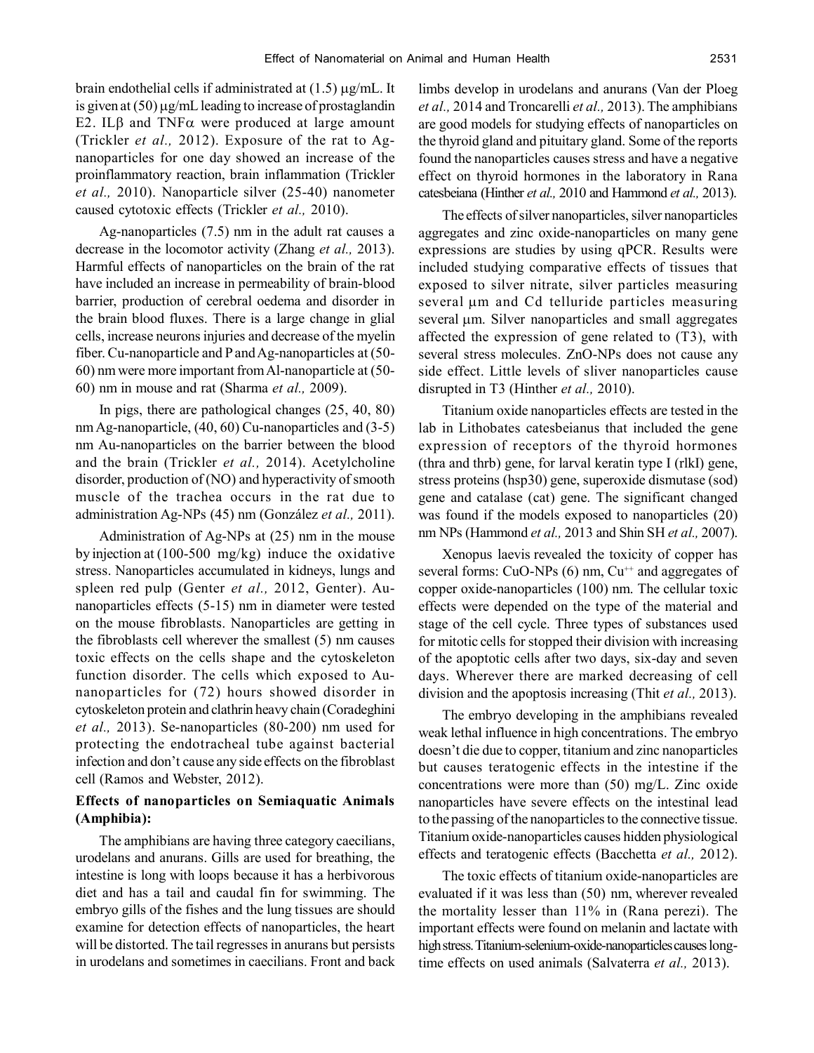brain endothelial cells if administrated at (1.5) μg/mL. It is given at (50) μg/mL leading to increase of prostaglandin E2. ILβ and TNFα were produced at large amount (Trickler *et al.,* 2012). Exposure of the rat to Ag-nanoparticles for one day showed an increase of the proinflammatory reaction, brain inflammation (Trickler *et al.,* 2010). Nanoparticle silver (25-40) nanometer caused cytotoxic effects (Trickler *et al.,* 2010).

Ag-nanoparticles (7.5) nm in the adult rat causes a decrease in the locomotor activity (Zhang *et al.,* 2013). Harmful effects of nanoparticles on the brain of the rat have included an increase in permeability of brain-blood barrier, production of cerebral oedema and disorder in the brain blood fluxes. There is a large change in glial cells, increase neurons injuries and decrease of the myelin fiber. Cu-nanoparticle and P and Ag-nanoparticles at (50-60) nm were more important from Al-nanoparticle at (50-60) nm in mouse and rat (Sharma *et al.,* 2009).

In pigs, there are pathological changes (25, 40, 80) nm Ag-nanoparticle, (40, 60) Cu-nanoparticles and (3-5) nm Au-nanoparticles on the barrier between the blood and the brain (Trickler *et al.,* 2014). Acetylcholine disorder, production of (NO) and hyperactivity of smooth muscle of the trachea occurs in the rat due to administration Ag-NPs (45) nm (González *et al.,* 2011).

Administration of Ag-NPs at (25) nm in the mouse by injection at (100-500 mg/kg) induce the oxidative stress. Nanoparticles accumulated in kidneys, lungs and spleen red pulp (Genter *et al.,* 2012, Genter). Au-nanoparticles effects (5-15) nm in diameter were tested on the mouse fibroblasts. Nanoparticles are getting in the fibroblasts cell wherever the smallest (5) nm causes toxic effects on the cells shape and the cytoskeleton function disorder. The cells which exposed to Au-nanoparticles for (72) hours showed disorder in cytoskeleton protein and clathrin heavy chain (Coradeghini *et al.,* 2013). Se-nanoparticles (80-200) nm used for protecting the endotracheal tube against bacterial infection and don't cause any side effects on the fibroblast cell (Ramos and Webster, 2012).

## Effects of nanoparticles on Semiaquatic Animals (Amphibia):

The amphibians are having three category caecilians, urodelans and anurans. Gills are used for breathing, the intestine is long with loops because it has a herbivorous diet and has a tail and caudal fin for swimming. The embryo gills of the fishes and the lung tissues are should examine for detection effects of nanoparticles, the heart will be distorted. The tail regresses in anurans but persists in urodelans and sometimes in caecilians. Front and back limbs develop in urodelans and anurans (Van der Ploeg *et al.,* 2014 and Troncarelli *et al.,* 2013). The amphibians are good models for studying effects of nanoparticles on the thyroid gland and pituitary gland. Some of the reports found the nanoparticles causes stress and have a negative effect on thyroid hormones in the laboratory in Rana catesbeiana (Hinther *et al.,* 2010 and Hammond *et al.,* 2013).

The effects of silver nanoparticles, silver nanoparticles aggregates and zinc oxide-nanoparticles on many gene expressions are studies by using qPCR. Results were included studying comparative effects of tissues that exposed to silver nitrate, silver particles measuring several μm and Cd telluride particles measuring several μm. Silver nanoparticles and small aggregates affected the expression of gene related to (T3), with several stress molecules. ZnO-NPs does not cause any side effect. Little levels of sliver nanoparticles cause disrupted in T3 (Hinther *et al.,* 2010).

Titanium oxide nanoparticles effects are tested in the lab in Lithobates catesbeianus that included the gene expression of receptors of the thyroid hormones (thra and thrb) gene, for larval keratin type I (rlkI) gene, stress proteins (hsp30) gene, superoxide dismutase (sod) gene and catalase (cat) gene. The significant changed was found if the models exposed to nanoparticles (20) nm NPs (Hammond *et al.,* 2013 and Shin SH *et al.,* 2007).

Xenopus laevis revealed the toxicity of copper has several forms: CuO-NPs (6) nm, $Cu^{++}$ and aggregates of copper oxide-nanoparticles (100) nm. The cellular toxic effects were depended on the type of the material and stage of the cell cycle. Three types of substances used for mitotic cells for stopped their division with increasing of the apoptotic cells after two days, six-day and seven days. Wherever there are marked decreasing of cell division and the apoptosis increasing (Thit *et al.,* 2013).

The embryo developing in the amphibians revealed weak lethal influence in high concentrations. The embryo doesn't die due to copper, titanium and zinc nanoparticles but causes teratogenic effects in the intestine if the concentrations were more than (50) mg/L. Zinc oxide nanoparticles have severe effects on the intestinal lead to the passing of the nanoparticles to the connective tissue. Titanium oxide-nanoparticles causes hidden physiological effects and teratogenic effects (Bacchetta *et al.,* 2012).

The toxic effects of titanium oxide-nanoparticles are evaluated if it was less than (50) nm, wherever revealed the mortality lesser than 11% in (Rana perezi). The important effects were found on melanin and lactate with high stress. Titanium-selenium-oxide-nanoparticles causes long-time effects on used animals (Salvaterra *et al.,* 2013).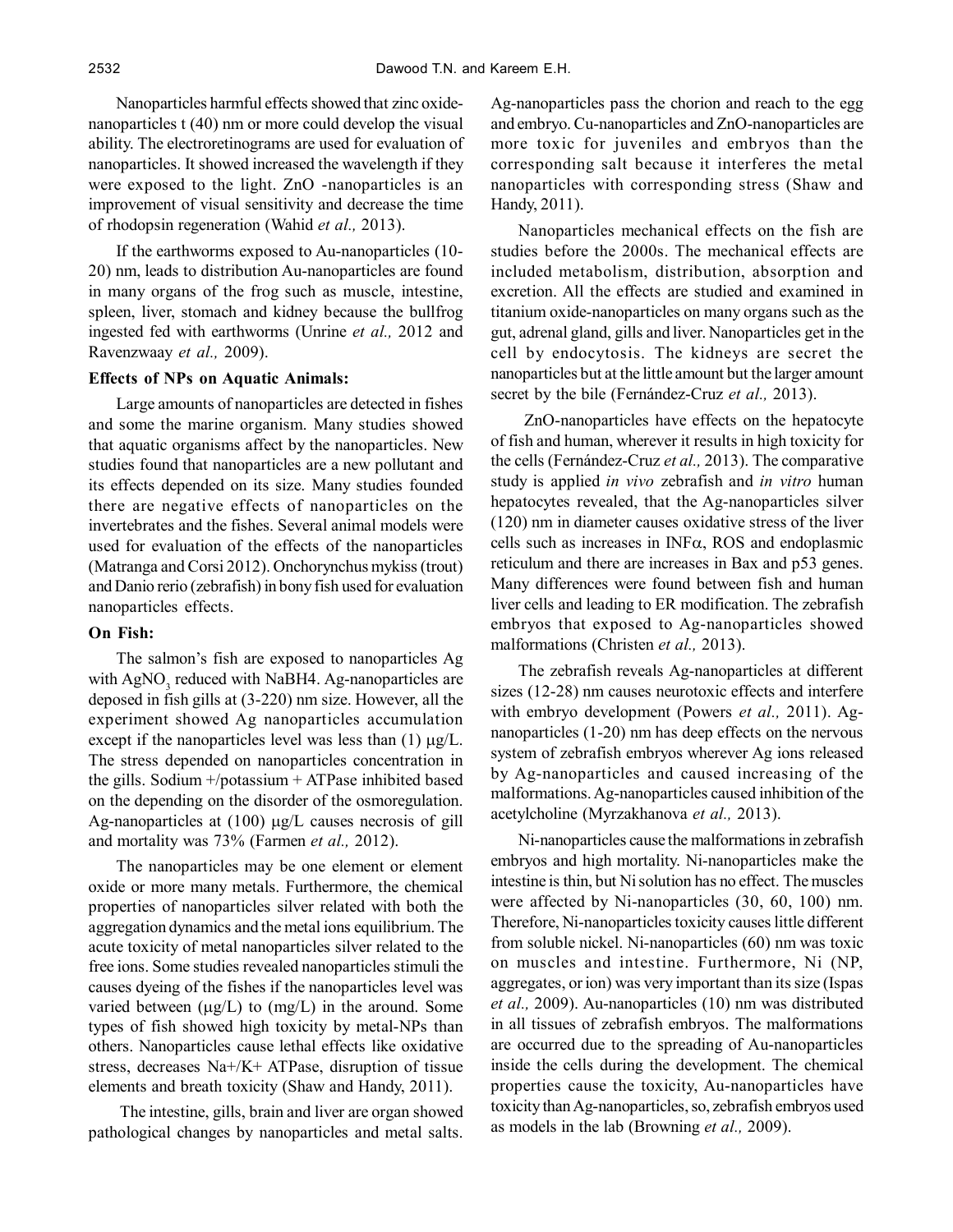Nanoparticles harmful effects showed that zinc oxide-nanoparticles t (40) nm or more could develop the visual ability. The electroretinograms are used for evaluation of nanoparticles. It showed increased the wavelength if they were exposed to the light. ZnO -nanoparticles is an improvement of visual sensitivity and decrease the time of rhodopsin regeneration (Wahid *et al.,* 2013).

If the earthworms exposed to Au-nanoparticles (10-20) nm, leads to distribution Au-nanoparticles are found in many organs of the frog such as muscle, intestine, spleen, liver, stomach and kidney because the bullfrog ingested fed with earthworms (Unrine *et al.,* 2012 and Ravenzwaay *et al.,* 2009).

### Effects of NPs on Aquatic Animals:

Large amounts of nanoparticles are detected in fishes and some the marine organism. Many studies showed that aquatic organisms affect by the nanoparticles. New studies found that nanoparticles are a new pollutant and its effects depended on its size. Many studies founded there are negative effects of nanoparticles on the invertebrates and the fishes. Several animal models were used for evaluation of the effects of the nanoparticles (Matranga and Corsi 2012). Onchorynchus mykiss (trout) and Danio rerio (zebrafish) in bony fish used for evaluation nanoparticles effects.

### On Fish:

The salmon's fish are exposed to nanoparticles Ag with $AgNO_3$ reduced with NaBH4. Ag-nanoparticles are deposed in fish gills at (3-220) nm size. However, all the experiment showed Ag nanoparticles accumulation except if the nanoparticles level was less than (1) μg/L. The stress depended on nanoparticles concentration in the gills. Sodium +/potassium + ATPase inhibited based on the depending on the disorder of the osmoregulation. Ag-nanoparticles at (100) μg/L causes necrosis of gill and mortality was 73% (Farmen *et al.,* 2012).

The nanoparticles may be one element or element oxide or more many metals. Furthermore, the chemical properties of nanoparticles silver related with both the aggregation dynamics and the metal ions equilibrium. The acute toxicity of metal nanoparticles silver related to the free ions. Some studies revealed nanoparticles stimuli the causes dyeing of the fishes if the nanoparticles level was varied between (μg/L) to (mg/L) in the around. Some types of fish showed high toxicity by metal-NPs than others. Nanoparticles cause lethal effects like oxidative stress, decreases Na+/K+ ATPase, disruption of tissue elements and breath toxicity (Shaw and Handy, 2011).

The intestine, gills, brain and liver are organ showed pathological changes by nanoparticles and metal salts. Ag-nanoparticles pass the chorion and reach to the egg and embryo. Cu-nanoparticles and ZnO-nanoparticles are more toxic for juveniles and embryos than the corresponding salt because it interferes the metal nanoparticles with corresponding stress (Shaw and Handy, 2011).

Nanoparticles mechanical effects on the fish are studies before the 2000s. The mechanical effects are included metabolism, distribution, absorption and excretion. All the effects are studied and examined in titanium oxide-nanoparticles on many organs such as the gut, adrenal gland, gills and liver. Nanoparticles get in the cell by endocytosis. The kidneys are secret the nanoparticles but at the little amount but the larger amount secret by the bile (Fernández-Cruz *et al.,* 2013).

ZnO-nanoparticles have effects on the hepatocyte of fish and human, wherever it results in high toxicity for the cells (Fernández-Cruz *et al.,* 2013). The comparative study is applied *in vivo* zebrafish and *in vitro* human hepatocytes revealed, that the Ag-nanoparticles silver (120) nm in diameter causes oxidative stress of the liver cells such as increases in INF$\alpha$, ROS and endoplasmic reticulum and there are increases in Bax and p53 genes. Many differences were found between fish and human liver cells and leading to ER modification. The zebrafish embryos that exposed to Ag-nanoparticles showed malformations (Christen *et al.,* 2013).

The zebrafish reveals Ag-nanoparticles at different sizes (12-28) nm causes neurotoxic effects and interfere with embryo development (Powers *et al.,* 2011). Ag-nanoparticles (1-20) nm has deep effects on the nervous system of zebrafish embryos wherever Ag ions released by Ag-nanoparticles and caused increasing of the malformations. Ag-nanoparticles caused inhibition of the acetylcholine (Myrzakhanova *et al.,* 2013).

Ni-nanoparticles cause the malformations in zebrafish embryos and high mortality. Ni-nanoparticles make the intestine is thin, but Ni solution has no effect. The muscles were affected by Ni-nanoparticles (30, 60, 100) nm. Therefore, Ni-nanoparticles toxicity causes little different from soluble nickel. Ni-nanoparticles (60) nm was toxic on muscles and intestine. Furthermore, Ni (NP, aggregates, or ion) was very important than its size (Ispas *et al.,* 2009). Au-nanoparticles (10) nm was distributed in all tissues of zebrafish embryos. The malformations are occurred due to the spreading of Au-nanoparticles inside the cells during the development. The chemical properties cause the toxicity, Au-nanoparticles have toxicity than Ag-nanoparticles, so, zebrafish embryos used as models in the lab (Browning *et al.,* 2009).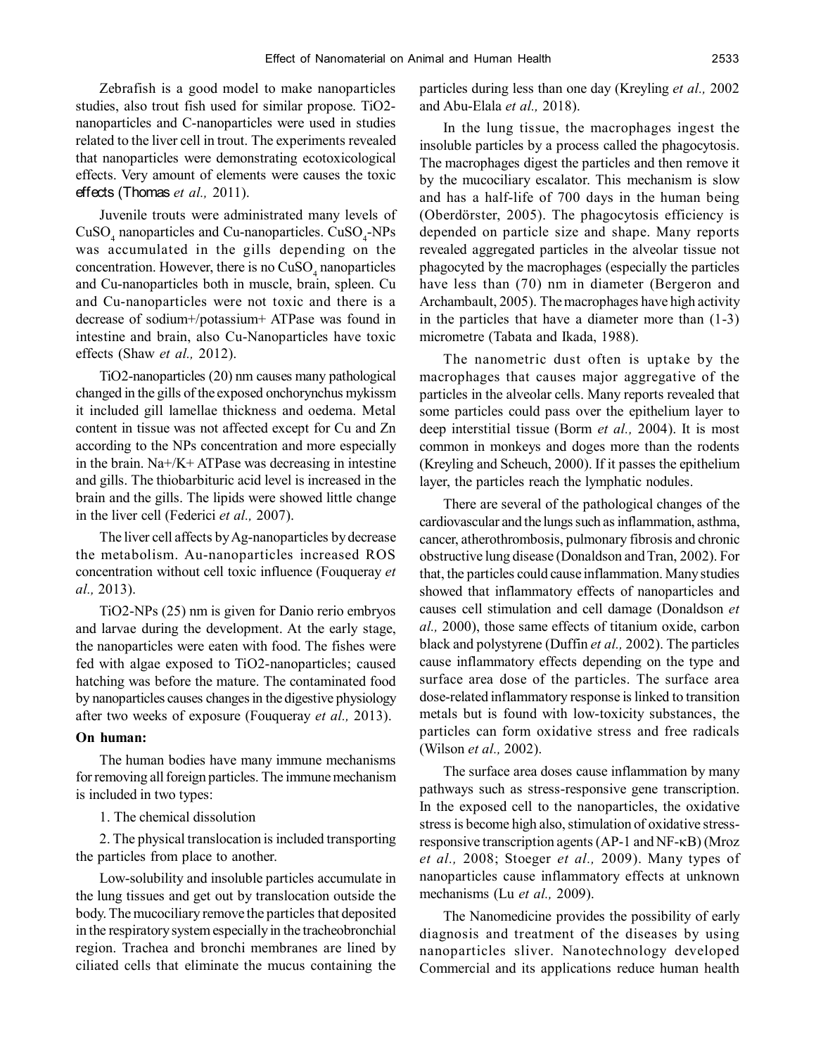Zebrafish is a good model to make nanoparticles studies, also trout fish used for similar propose. TiO2-nanoparticles and C-nanoparticles were used in studies related to the liver cell in trout. The experiments revealed that nanoparticles were demonstrating ecotoxicological effects. Very amount of elements were causes the toxic effects (Thomas *et al.,* 2011).

Juvenile trouts were administrated many levels of $CuSO_4$ nanoparticles and Cu-nanoparticles. $CuSO_4$-NPs was accumulated in the gills depending on the concentration. However, there is no $CuSO_4$ nanoparticles and Cu-nanoparticles both in muscle, brain, spleen. Cu and Cu-nanoparticles were not toxic and there is a decrease of sodium+/potassium+ ATPase was found in intestine and brain, also Cu-Nanoparticles have toxic effects (Shaw *et al.,* 2012).

TiO2-nanoparticles (20) nm causes many pathological changed in the gills of the exposed onchorynchus mykissm it included gill lamellae thickness and oedema. Metal content in tissue was not affected except for Cu and Zn according to the NPs concentration and more especially in the brain. $Na^+/K^+$ ATPase was decreasing in intestine and gills. The thiobarbituric acid level is increased in the brain and the gills. The lipids were showed little change in the liver cell (Federici *et al.,* 2007).

The liver cell affects by Ag-nanoparticles by decrease the metabolism. Au-nanoparticles increased ROS concentration without cell toxic influence (Fouqueray *et al.,* 2013).

TiO2-NPs (25) nm is given for Danio rerio embryos and larvae during the development. At the early stage, the nanoparticles were eaten with food. The fishes were fed with algae exposed to TiO2-nanoparticles; caused hatching was before the mature. The contaminated food by nanoparticles causes changes in the digestive physiology after two weeks of exposure (Fouqueray *et al.,* 2013).

**On human:**

The human bodies have many immune mechanisms for removing all foreign particles. The immune mechanism is included in two types:

1. The chemical dissolution

2. The physical translocation is included transporting the particles from place to another.

Low-solubility and insoluble particles accumulate in the lung tissues and get out by translocation outside the body. The mucociliary remove the particles that deposited in the respiratory system especially in the tracheobronchial region. Trachea and bronchi membranes are lined by ciliated cells that eliminate the mucus containing the particles during less than one day (Kreyling *et al.,* 2002 and Abu-Elala *et al.,* 2018).

In the lung tissue, the macrophages ingest the insoluble particles by a process called the phagocytosis. The macrophages digest the particles and then remove it by the mucociliary escalator. This mechanism is slow and has a half-life of 700 days in the human being (Oberdörster, 2005). The phagocytosis efficiency is depended on particle size and shape. Many reports revealed aggregated particles in the alveolar tissue not phagocyted by the macrophages (especially the particles have less than (70) nm in diameter (Bergeron and Archambault, 2005). The macrophages have high activity in the particles that have a diameter more than (1-3) micrometre (Tabata and Ikada, 1988).

The nanometric dust often is uptake by the macrophages that causes major aggregative of the particles in the alveolar cells. Many reports revealed that some particles could pass over the epithelium layer to deep interstitial tissue (Borm *et al.,* 2004). It is most common in monkeys and doges more than the rodents (Kreyling and Scheuch, 2000). If it passes the epithelium layer, the particles reach the lymphatic nodules.

There are several of the pathological changes of the cardiovascular and the lungs such as inflammation, asthma, cancer, atherothrombosis, pulmonary fibrosis and chronic obstructive lung disease (Donaldson and Tran, 2002). For that, the particles could cause inflammation. Many studies showed that inflammatory effects of nanoparticles and causes cell stimulation and cell damage (Donaldson *et al.,* 2000), those same effects of titanium oxide, carbon black and polystyrene (Duffin *et al.,* 2002). The particles cause inflammatory effects depending on the type and surface area dose of the particles. The surface area dose-related inflammatory response is linked to transition metals but is found with low-toxicity substances, the particles can form oxidative stress and free radicals (Wilson *et al.,* 2002).

The surface area doses cause inflammation by many pathways such as stress-responsive gene transcription. In the exposed cell to the nanoparticles, the oxidative stress is become high also, stimulation of oxidative stress-responsive transcription agents (AP-1 and NF-κB) (Mroz *et al.,* 2008; Stoeger *et al.,* 2009). Many types of nanoparticles cause inflammatory effects at unknown mechanisms (Lu *et al.,* 2009).

The Nanomedicine provides the possibility of early diagnosis and treatment of the diseases by using nanoparticles sliver. Nanotechnology developed Commercial and its applications reduce human health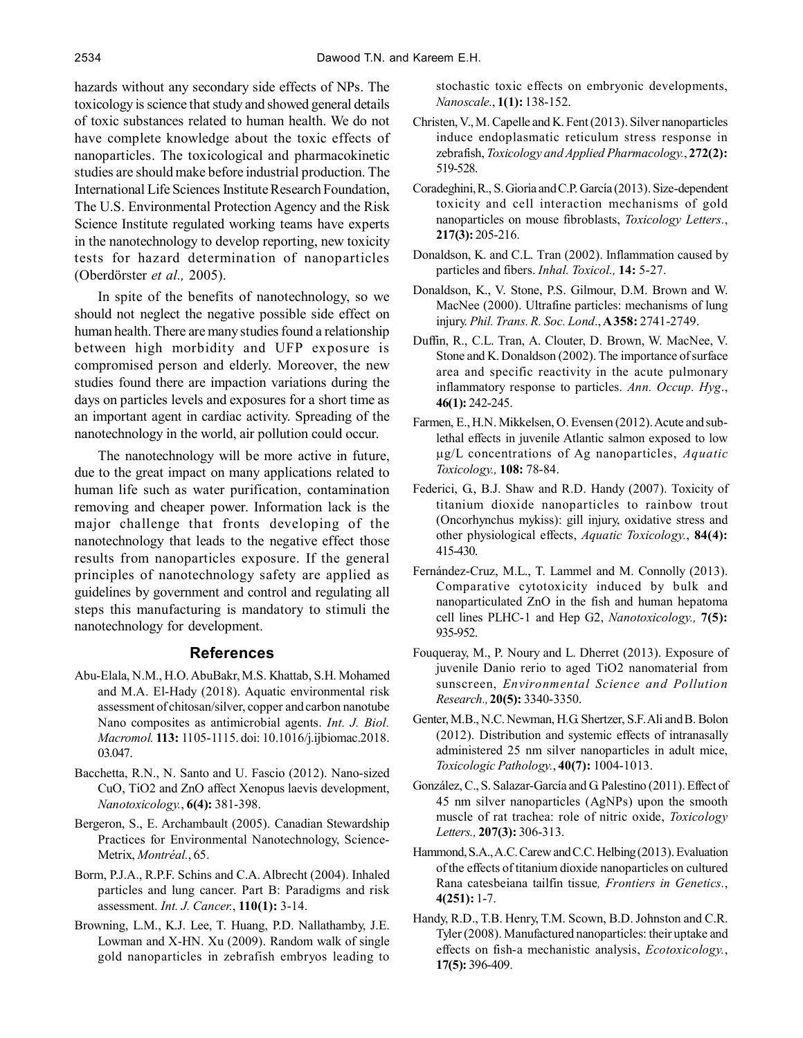hazards without any secondary side effects of NPs. The toxicology is science that study and showed general details of toxic substances related to human health. We do not have complete knowledge about the toxic effects of nanoparticles. The toxicological and pharmacokinetic studies are should make before industrial production. The International Life Sciences Institute Research Foundation, The U.S. Environmental Protection Agency and the Risk Science Institute regulated working teams have experts in the nanotechnology to develop reporting, new toxicity tests for hazard determination of nanoparticles (Oberdörster *et al.,* 2005).

In spite of the benefits of nanotechnology, so we should not neglect the negative possible side effect on human health. There are many studies found a relationship between high morbidity and UFP exposure is compromised person and elderly. Moreover, the new studies found there are impaction variations during the days on particles levels and exposures for a short time as an important agent in cardiac activity. Spreading of the nanotechnology in the world, air pollution could occur.

The nanotechnology will be more active in future, due to the great impact on many applications related to human life such as water purification, contamination removing and cheaper power. Information lack is the major challenge that fronts developing of the nanotechnology that leads to the negative effect those results from nanoparticles exposure. If the general principles of nanotechnology safety are applied as guidelines by government and control and regulating all steps this manufacturing is mandatory to stimuli the nanotechnology for development.

## References

Abu-Elala, N.M., H.O. AbuBakr, M.S. Khattab, S.H. Mohamed and M.A. El-Hady (2018). Aquatic environmental risk assessment of chitosan/silver, copper and carbon nanotube Nano composites as antimicrobial agents. *Int. J. Biol. Macromol.* **113:** 1105-1115. doi: 10.1016/j.ijbiomac.2018.03.047.

Bacchetta, R.N., N. Santo and U. Fascio (2012). Nano-sized CuO, TiO2 and ZnO affect Xenopus laevis development, *Nanotoxicology.*, **6(4):** 381-398.

Bergeron, S., E. Archambault (2005). Canadian Stewardship Practices for Environmental Nanotechnology, Science-Metrix, *Montréal.*, 65.

Borm, P.J.A., R.P.F. Schins and C.A. Albrecht (2004). Inhaled particles and lung cancer. Part B: Paradigms and risk assessment. *Int. J. Cancer.*, **110(1):** 3-14.

Browning, L.M., K.J. Lee, T. Huang, P.D. Nallathamby, J.E. Lowman and X-HN. Xu (2009). Random walk of single gold nanoparticles in zebrafish embryos leading to stochastic toxic effects on embryonic developments, *Nanoscale.*, **1(1):** 138-152.

Christen, V., M. Capelle and K. Fent (2013). Silver nanoparticles induce endoplasmatic reticulum stress response in zebrafish, *Toxicology and Applied Pharmacology.*, **272(2):** 519-528.

Coradeghini, R., S. Gioria and C.P. García (2013). Size-dependent toxicity and cell interaction mechanisms of gold nanoparticles on mouse fibroblasts, *Toxicology Letters.*, **217(3):** 205-216.

Donaldson, K. and C.L. Tran (2002). Inflammation caused by particles and fibers. *Inhal. Toxicol.,* **14:** 5-27.

Donaldson, K., V. Stone, P.S. Gilmour, D.M. Brown and W. MacNee (2000). Ultrafine particles: mechanisms of lung injury. *Phil. Trans. R. Soc. Lond*., **A 358:** 2741-2749.

Duffin, R., C.L. Tran, A. Clouter, D. Brown, W. MacNee, V. Stone and K. Donaldson (2002). The importance of surface area and specific reactivity in the acute pulmonary inflammatory response to particles. *Ann. Occup. Hyg*., **46(1):** 242-245.

Farmen, E., H.N. Mikkelsen, O. Evensen (2012). Acute and sub-lethal effects in juvenile Atlantic salmon exposed to low μg/L concentrations of Ag nanoparticles, *Aquatic Toxicology.,* **108:** 78-84.

Federici, G., B.J. Shaw and R.D. Handy (2007). Toxicity of titanium dioxide nanoparticles to rainbow trout (Oncorhynchus mykiss): gill injury, oxidative stress and other physiological effects, *Aquatic Toxicology.*, **84(4):** 415-430.

Fernández-Cruz, M.L., T. Lammel and M. Connolly (2013). Comparative cytotoxicity induced by bulk and nanoparticulated ZnO in the fish and human hepatoma cell lines PLHC-1 and Hep G2, *Nanotoxicology.,* **7(5):** 935-952.

Fouqueray, M., P. Noury and L. Dherret (2013). Exposure of juvenile Danio rerio to aged TiO2 nanomaterial from sunscreen, *Environmental Science and Pollution Research.,* **20(5):** 3340-3350.

Genter, M.B., N.C. Newman, H.G. Shertzer, S.F. Ali and B. Bolon (2012). Distribution and systemic effects of intranasally administered 25 nm silver nanoparticles in adult mice, *Toxicologic Pathology.*, **40(7):** 1004-1013.

González, C., S. Salazar-García and G. Palestino (2011). Effect of 45 nm silver nanoparticles (AgNPs) upon the smooth muscle of rat trachea: role of nitric oxide, *Toxicology Letters.,* **207(3):** 306-313.

Hammond, S.A., A.C. Carew and C.C. Helbing (2013). Evaluation of the effects of titanium dioxide nanoparticles on cultured Rana catesbeiana tailfin tissue*, Frontiers in Genetics.*, **4(251):** 1-7.

Handy, R.D., T.B. Henry, T.M. Scown, B.D. Johnston and C.R. Tyler (2008). Manufactured nanoparticles: their uptake and effects on fish-a mechanistic analysis, *Ecotoxicology.*, **17(5):** 396-409.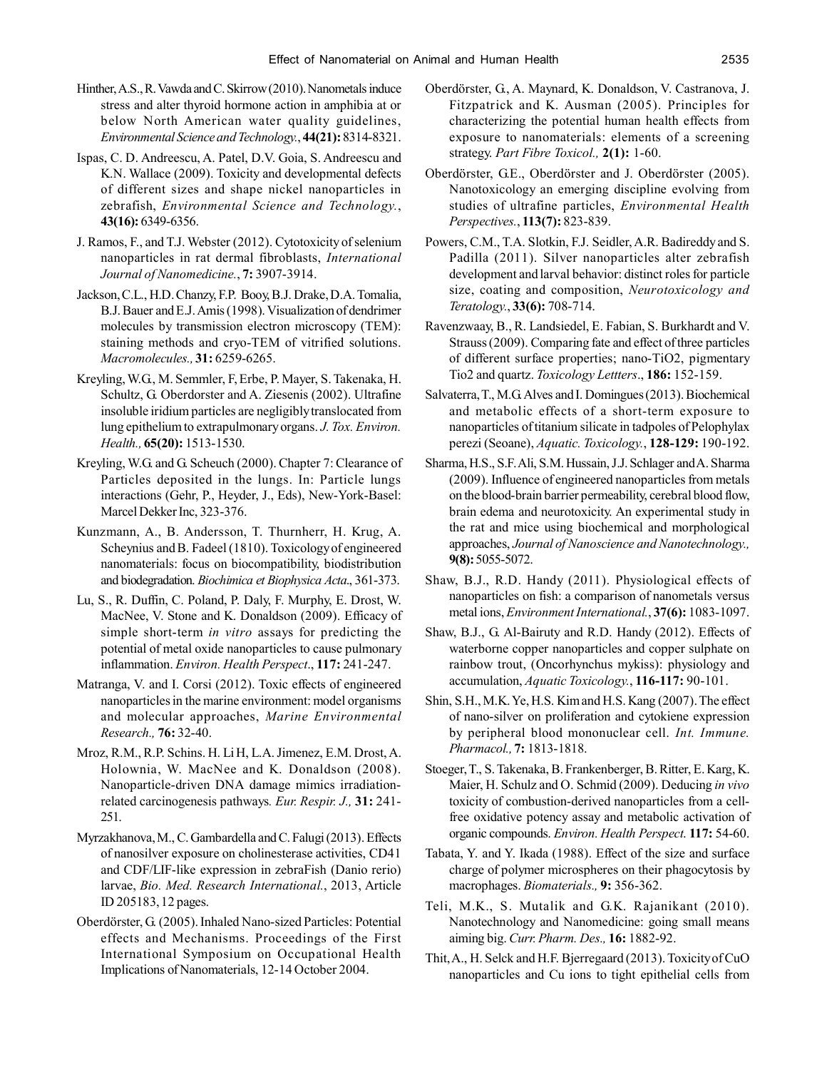Hinther, A.S., R. Vawda and C. Skirrow (2010). Nanometals induce stress and alter thyroid hormone action in amphibia at or below North American water quality guidelines, *Environmental Science and Technology.*, **44(21):** 8314-8321.

Ispas, C. D. Andreescu, A. Patel, D.V. Goia, S. Andreescu and K.N. Wallace (2009). Toxicity and developmental defects of different sizes and shape nickel nanoparticles in zebrafish, *Environmental Science and Technology.*, **43(16):** 6349-6356.

J. Ramos, F., and T.J. Webster (2012). Cytotoxicity of selenium nanoparticles in rat dermal fibroblasts, *International Journal of Nanomedicine.*, **7:** 3907-3914.

Jackson, C.L., H.D. Chanzy, F.P. Booy, B.J. Drake, D.A. Tomalia, B.J. Bauer and E.J. Amis (1998). Visualization of dendrimer molecules by transmission electron microscopy (TEM): staining methods and cryo-TEM of vitrified solutions. *Macromolecules.,* **31:** 6259-6265.

Kreyling, W.G., M. Semmler, F, Erbe, P. Mayer, S. Takenaka, H. Schultz, G. Oberdorster and A. Ziesenis (2002). Ultrafine insoluble iridium particles are negligibly translocated from lung epithelium to extrapulmonary organs. *J. Tox. Environ. Health.,* **65(20):** 1513-1530.

Kreyling, W.G. and G. Scheuch (2000). Chapter 7: Clearance of Particles deposited in the lungs. In: Particle lungs interactions (Gehr, P., Heyder, J., Eds), New-York-Basel: Marcel Dekker Inc, 323-376.

Kunzmann, A., B. Andersson, T. Thurnherr, H. Krug, A. Scheynius and B. Fadeel (1810). Toxicology of engineered nanomaterials: focus on biocompatibility, biodistribution and biodegradation. *Biochimica et Biophysica Acta*., 361-373.

Lu, S., R. Duffin, C. Poland, P. Daly, F. Murphy, E. Drost, W. MacNee, V. Stone and K. Donaldson (2009). Efficacy of simple short-term *in vitro* assays for predicting the potential of metal oxide nanoparticles to cause pulmonary inflammation. *Environ. Health Perspect*., **117:** 241-247.

Matranga, V. and I. Corsi (2012). Toxic effects of engineered nanoparticles in the marine environment: model organisms and molecular approaches, *Marine Environmental Research.,* **76:** 32-40.

Mroz, R.M., R.P. Schins. H. Li H, L.A. Jimenez, E.M. Drost, A. Holownia, W. MacNee and K. Donaldson (2008). Nanoparticle-driven DNA damage mimics irradiation-related carcinogenesis pathways. *Eur. Respir. J.,* **31:** 241-251.

Myrzakhanova, M., C. Gambardella and C. Falugi (2013). Effects of nanosilver exposure on cholinesterase activities, CD41 and CDF/LIF-like expression in zebraFish (Danio rerio) larvae, *Bio. Med. Research International.*, 2013, Article ID 205183, 12 pages.

Oberdörster, G. (2005). Inhaled Nano-sized Particles: Potential effects and Mechanisms. Proceedings of the First International Symposium on Occupational Health Implications of Nanomaterials, 12-14 October 2004.

Oberdörster, G., A. Maynard, K. Donaldson, V. Castranova, J. Fitzpatrick and K. Ausman (2005). Principles for characterizing the potential human health effects from exposure to nanomaterials: elements of a screening strategy. *Part Fibre Toxicol.,* **2(1):** 1-60.

Oberdörster, G.E., Oberdörster and J. Oberdörster (2005). Nanotoxicology an emerging discipline evolving from studies of ultrafine particles, *Environmental Health Perspectives.*, **113(7):** 823-839.

Powers, C.M., T.A. Slotkin, F.J. Seidler, A.R. Badireddy and S. Padilla (2011). Silver nanoparticles alter zebrafish development and larval behavior: distinct roles for particle size, coating and composition, *Neurotoxicology and Teratology.*, **33(6):** 708-714.

Ravenzwaay, B., R. Landsiedel, E. Fabian, S. Burkhardt and V. Strauss (2009). Comparing fate and effect of three particles of different surface properties; nano-TiO2, pigmentary Tio2 and quartz. *Toxicology Lettters*., **186:** 152-159.

Salvaterra, T., M.G. Alves and I. Domingues (2013). Biochemical and metabolic effects of a short-term exposure to nanoparticles of titanium silicate in tadpoles of Pelophylax perezi (Seoane), *Aquatic. Toxicology.*, **128-129:** 190-192.

Sharma, H.S., S.F. Ali, S.M. Hussain, J.J. Schlager and A. Sharma (2009). Influence of engineered nanoparticles from metals on the blood-brain barrier permeability, cerebral blood flow, brain edema and neurotoxicity. An experimental study in the rat and mice using biochemical and morphological approaches, *Journal of Nanoscience and Nanotechnology.,* **9(8):** 5055-5072.

Shaw, B.J., R.D. Handy (2011). Physiological effects of nanoparticles on fish: a comparison of nanometals versus metal ions, *Environment International.*, **37(6):** 1083-1097.

Shaw, B.J., G. Al-Bairuty and R.D. Handy (2012). Effects of waterborne copper nanoparticles and copper sulphate on rainbow trout, (Oncorhynchus mykiss): physiology and accumulation, *Aquatic Toxicology.*, **116-117:** 90-101.

Shin, S.H., M.K. Ye, H.S. Kim and H.S. Kang (2007). The effect of nano-silver on proliferation and cytokiene expression by peripheral blood mononuclear cell. *Int. Immune. Pharmacol.,* **7:** 1813-1818.

Stoeger, T., S. Takenaka, B. Frankenberger, B. Ritter, E. Karg, K. Maier, H. Schulz and O. Schmid (2009). Deducing *in vivo* toxicity of combustion-derived nanoparticles from a cell-free oxidative potency assay and metabolic activation of organic compounds. *Environ. Health Perspect.* **117:** 54-60.

Tabata, Y. and Y. Ikada (1988). Effect of the size and surface charge of polymer microspheres on their phagocytosis by macrophages. *Biomaterials.,* **9:** 356-362.

Teli, M.K., S. Mutalik and G.K. Rajanikant (2010). Nanotechnology and Nanomedicine: going small means aiming big. *Curr. Pharm. Des.,* **16:** 1882-92.

Thit, A., H. Selck and H.F. Bjerregaard (2013). Toxicity of CuO nanoparticles and Cu ions to tight epithelial cells from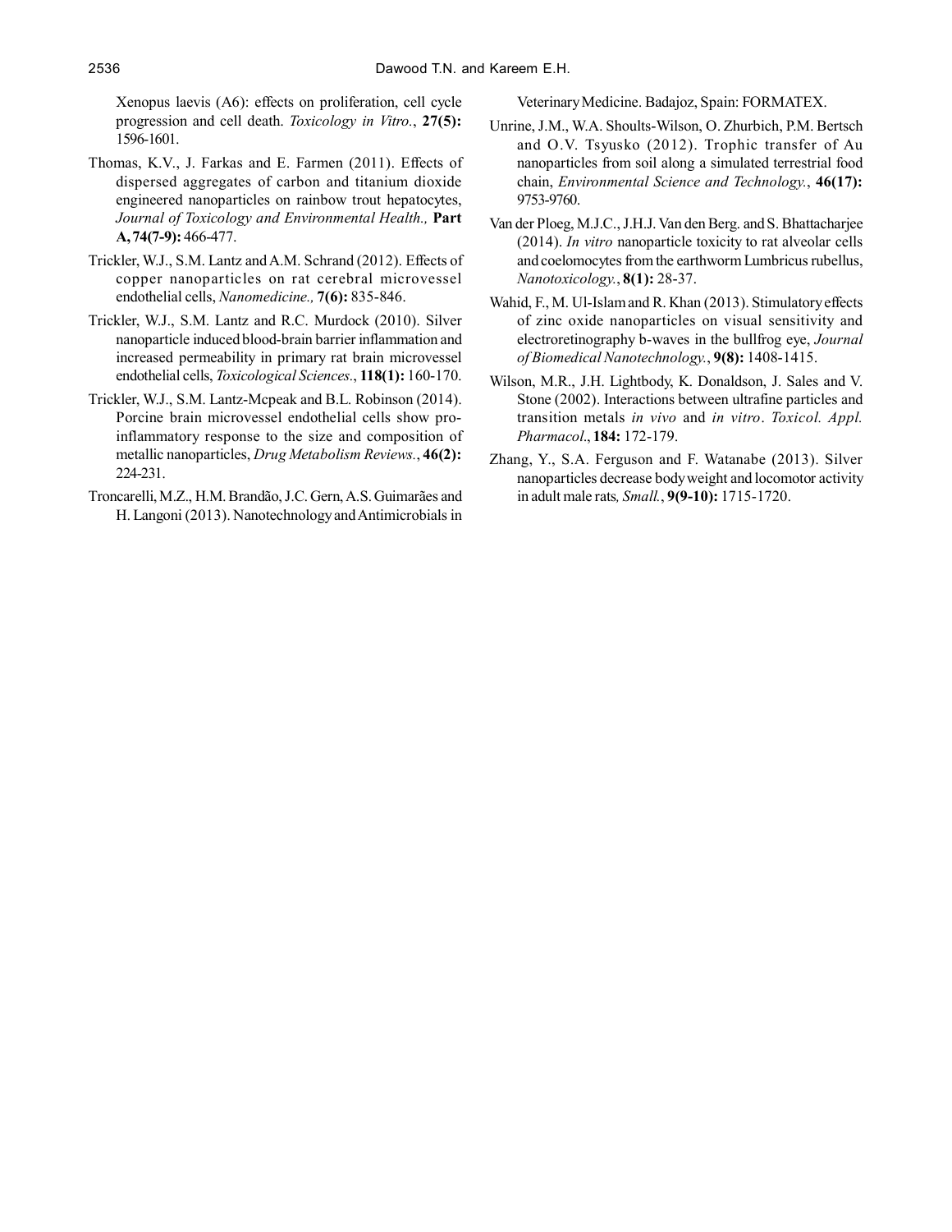Xenopus laevis (A6): effects on proliferation, cell cycle progression and cell death. *Toxicology in Vitro.*, **27(5):** 1596-1601.

Thomas, K.V., J. Farkas and E. Farmen (2011). Effects of dispersed aggregates of carbon and titanium dioxide engineered nanoparticles on rainbow trout hepatocytes, *Journal of Toxicology and Environmental Health.,* **Part A, 74(7-9):** 466-477.

Trickler, W.J., S.M. Lantz and A.M. Schrand (2012). Effects of copper nanoparticles on rat cerebral microvessel endothelial cells, *Nanomedicine.,* **7(6):** 835-846.

Trickler, W.J., S.M. Lantz and R.C. Murdock (2010). Silver nanoparticle induced blood-brain barrier inflammation and increased permeability in primary rat brain microvessel endothelial cells, *Toxicological Sciences.*, **118(1):** 160-170.

Trickler, W.J., S.M. Lantz-Mcpeak and B.L. Robinson (2014). Porcine brain microvessel endothelial cells show pro-inflammatory response to the size and composition of metallic nanoparticles, *Drug Metabolism Reviews.*, **46(2):** 224-231.

Troncarelli, M.Z., H.M. Brandão, J.C. Gern, A.S. Guimarães and H. Langoni (2013). Nanotechnology and Antimicrobials in Veterinary Medicine. Badajoz, Spain: FORMATEX.

Unrine, J.M., W.A. Shoults-Wilson, O. Zhurbich, P.M. Bertsch and O.V. Tsyusko (2012). Trophic transfer of Au nanoparticles from soil along a simulated terrestrial food chain, *Environmental Science and Technology.*, **46(17):** 9753-9760.

Van der Ploeg, M.J.C., J.H.J. Van den Berg. and S. Bhattacharjee (2014). *In vitro* nanoparticle toxicity to rat alveolar cells and coelomocytes from the earthworm Lumbricus rubellus, *Nanotoxicology.*, **8(1):** 28-37.

Wahid, F., M. Ul-Islam and R. Khan (2013). Stimulatory effects of zinc oxide nanoparticles on visual sensitivity and electroretinography b-waves in the bullfrog eye, *Journal of Biomedical Nanotechnology.*, **9(8):** 1408-1415.

Wilson, M.R., J.H. Lightbody, K. Donaldson, J. Sales and V. Stone (2002). Interactions between ultrafine particles and transition metals *in vivo* and *in vitro*. *Toxicol. Appl. Pharmacol.*, **184:** 172-179.

Zhang, Y., S.A. Ferguson and F. Watanabe (2013). Silver nanoparticles decrease body weight and locomotor activity in adult male rats*, Small.*, **9(9-10):** 1715-1720.